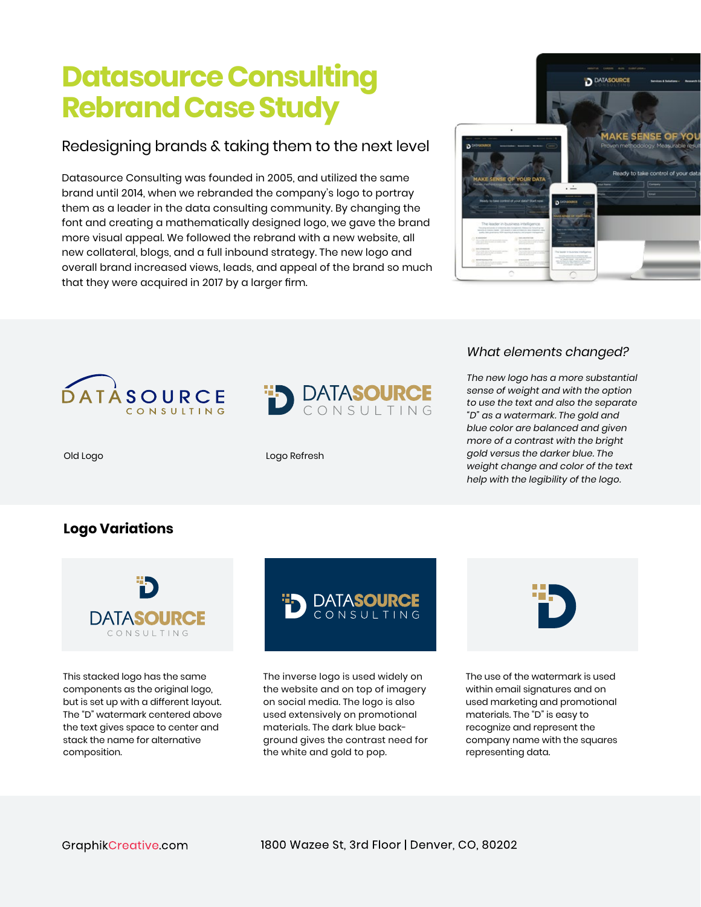# Datasource Consulting Rebrand Case Study

## Redesigning brands & taking them to the next level

Datasource Consulting was founded in 2005, and utilized the same brand until 2014, when we rebranded the company's logo to portray them as a leader in the data consulting community. By changing the font and creating a mathematically designed logo, we gave the brand more visual appeal. We followed the rebrand with a new website, all new collateral, blogs, and a full inbound strategy. The new logo and overall brand increased views, leads, and appeal of the brand so much that they were acquired in 2017 by a larger firm.

Old Logo

Logo Refresh

### *What elements changed?*

*The new logo has a more substantial sense of weight and with the option to use the text and also the separate "D" as a watermark. The gold and blue color are balanced and given more of a contrast with the bright gold versus the darker blue. The weight change and color of the text help with the legibility of the logo.*

## Logo Variations

This stacked logo has the same components as the original logo, but is set up with a different layout. The "D" watermark centered above the text gives space to center and stack the name for alternative composition.

The inverse logo is used widely on the website and on top of imagery on social media. The logo is also used extensively on promotional materials. The dark blue back-ground gives the contrast need for the white and gold to pop.

The use of the watermark is used within email signatures and on used marketing and promotional materials. The "D" is easy to recognize and represent the company name with the squares representing data.

GraphikCreative.com

1800 Wazee St, 3rd Floor | Denver, CO, 80202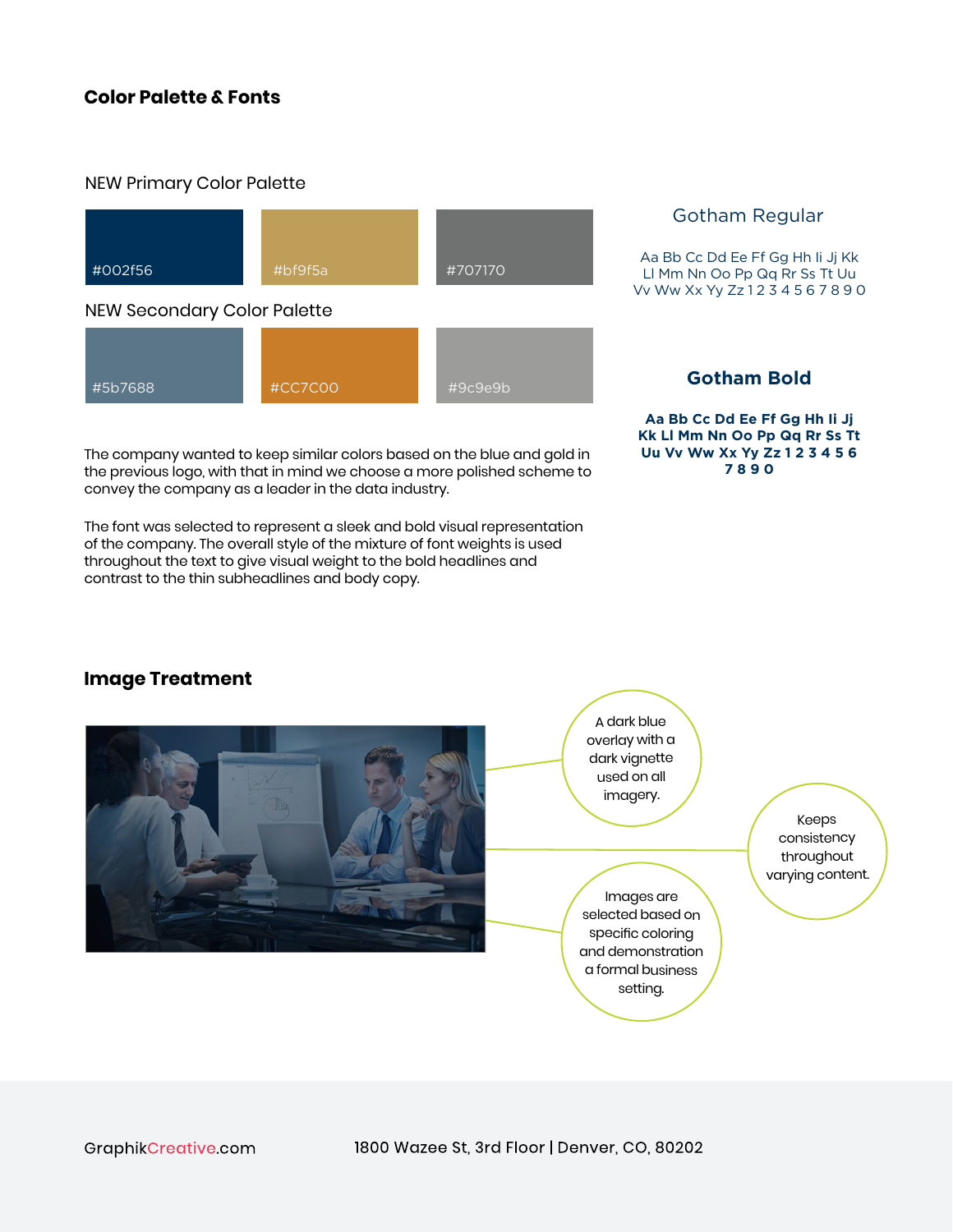## Color Palette & Fonts

### NEW Primary Color Palette

#002f56 | #bf9f5a | #707170

### NEW Secondary Color Palette

#5b7688 | #CC7C00 | #9c9e9b

The company wanted to keep similar colors based on the blue and gold in the previous logo, with that in mind we choose a more polished scheme to convey the company as a leader in the data industry.

The font was selected to represent a sleek and bold visual representation of the company. The overall style of the mixture of font weights is used throughout the text to give visual weight to the bold headlines and contrast to the thin subheadlines and body copy.

### Gotham Regular

Aa Bb Cc Dd Ee Ff Gg Hh Ii Jj Kk Ll Mm Nn Oo Pp Qq Rr Ss Tt Uu Vv Ww Xx Yy Zz 1 2 3 4 5 6 7 8 9 0

### Gotham Bold

**Aa Bb Cc Dd Ee Ff Gg Hh Ii Jj Kk Ll Mm Nn Oo Pp Qq Rr Ss Tt Uu Vv Ww Xx Yy Zz 1 2 3 4 5 6 7 8 9 0**

## Image Treatment

A dark blue overlay with a dark vignette used on all imagery.

Keeps consistency throughout varying content.

Images are selected based on specific coloring and demonstration a formal business setting.

GraphikCreative.com 1800 Wazee St, 3rd Floor | Denver, CO, 80202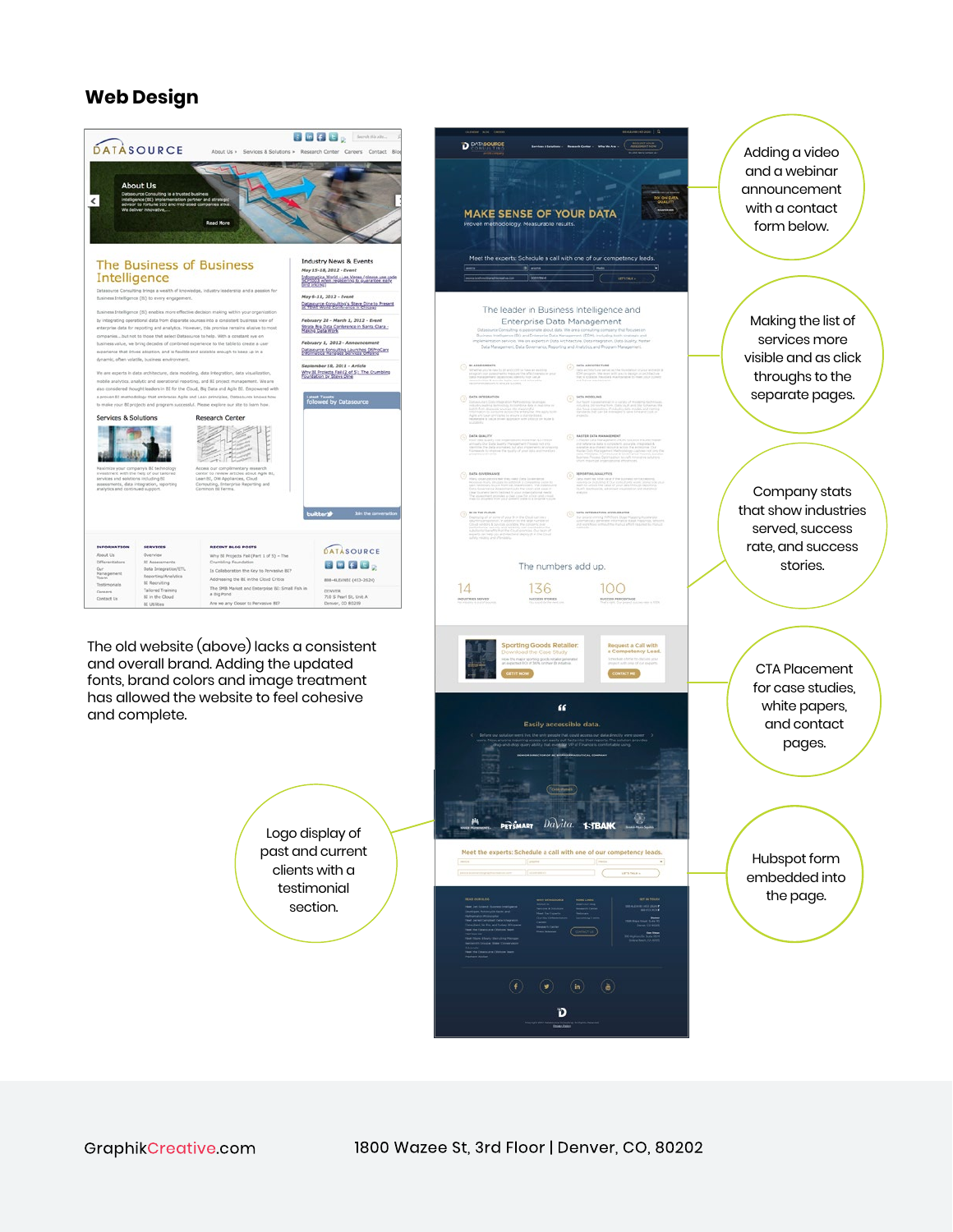## Web Design

The old website (above) lacks a consistent and overall brand. Adding the updated fonts, brand colors and image treatment has allowed the website to feel cohesive and complete.

Adding a video and a webinar announcement with a contact form below.

Making the list of services more visible and as click throughs to the separate pages.

Company stats that show industries served, success rate, and success stories.

CTA Placement for case studies, white papers, and contact pages.

Logo display of past and current clients with a testimonial section.

Hubspot form embedded into the page.

GraphikCreative.com     1800 Wazee St, 3rd Floor | Denver, CO, 80202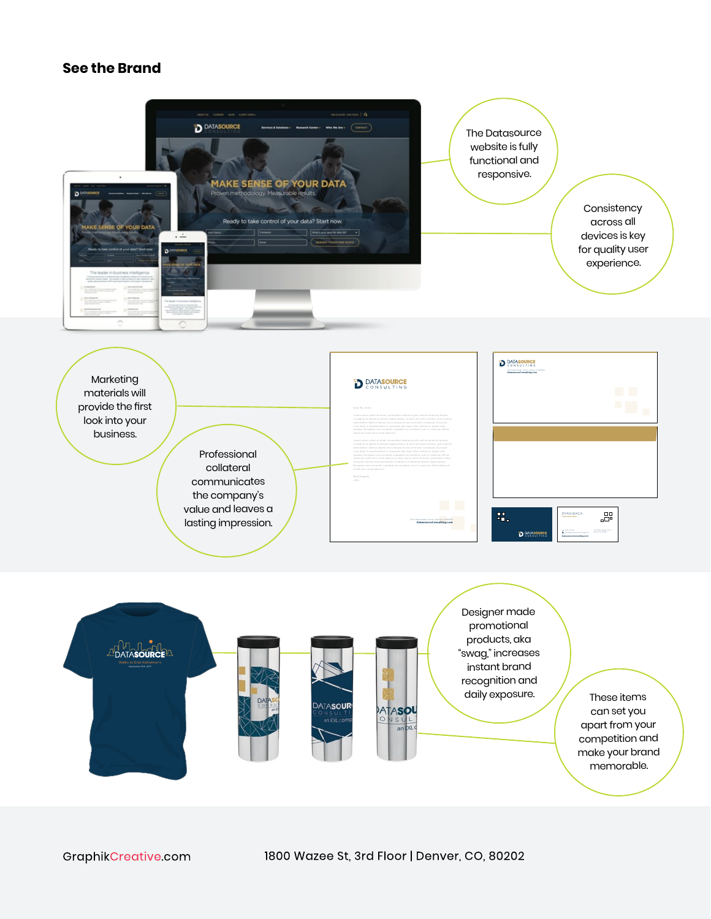## See the Brand

The Datasource website is fully functional and responsive.

Consistency across all devices is key for quality user experience.

Marketing materials will provide the first look into your business.

Professional collateral communicates the company's value and leaves a lasting impression.

Designer made promotional products, aka "swag," increases instant brand recognition and daily exposure.

These items can set you apart from your competition and make your brand memorable.

GraphikCreative.com

1800 Wazee St, 3rd Floor | Denver, CO, 80202